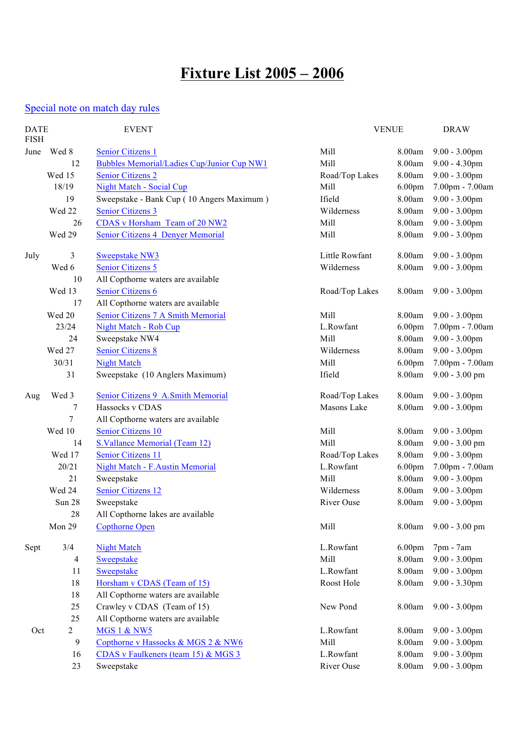# Fixture List 2005 – 2006

Special note on match day rules

| DATE | | EVENT | VENUE | | DRAW |
|---|---|---|---|---|---|
| FISH | | | | | |
| June | Wed 8 | Senior Citizens 1 | Mill | 8.00am | 9.00 - 3.00pm |
| | 12 | Bubbles Memorial/Ladies Cup/Junior Cup NW1 | Mill | 8.00am | 9.00 - 4.30pm |
| | Wed 15 | Senior Citizens 2 | Road/Top Lakes | 8.00am | 9.00 - 3.00pm |
| | 18/19 | Night Match - Social Cup | Mill | 6.00pm | 7.00pm - 7.00am |
| | 19 | Sweepstake - Bank Cup ( 10 Angers Maximum ) | Ifield | 8.00am | 9.00 - 3.00pm |
| | Wed 22 | Senior Citizens 3 | Wilderness | 8.00am | 9.00 - 3.00pm |
| | 26 | CDAS v Horsham Team of 20 NW2 | Mill | 8.00am | 9.00 - 3.00pm |
| | Wed 29 | Senior Citizens 4 Denyer Memorial | Mill | 8.00am | 9.00 - 3.00pm |
| July | 3 | Sweepstake NW3 | Little Rowfant | 8.00am | 9.00 - 3.00pm |
| | Wed 6 | Senior Citizens 5 | Wilderness | 8.00am | 9.00 - 3.00pm |
| | 10 | All Copthorne waters are available | | | |
| | Wed 13 | Senior Citizens 6 | Road/Top Lakes | 8.00am | 9.00 - 3.00pm |
| | 17 | All Copthorne waters are available | | | |
| | Wed 20 | Senior Citizens 7 A Smith Memorial | Mill | 8.00am | 9.00 - 3.00pm |
| | 23/24 | Night Match - Rob Cup | L.Rowfant | 6.00pm | 7.00pm - 7.00am |
| | 24 | Sweepstake NW4 | Mill | 8.00am | 9.00 - 3.00pm |
| | Wed 27 | Senior Citizens 8 | Wilderness | 8.00am | 9.00 - 3.00pm |
| | 30/31 | Night Match | Mill | 6.00pm | 7.00pm - 7.00am |
| | 31 | Sweepstake (10 Anglers Maximum) | Ifield | 8.00am | 9.00 - 3.00 pm |
| Aug | Wed 3 | Senior Citizens 9 A.Smith Memorial | Road/Top Lakes | 8.00am | 9.00 - 3.00pm |
| | 7 | Hassocks v CDAS | Masons Lake | 8.00am | 9.00 - 3.00pm |
| | 7 | All Copthorne waters are available | | | |
| | Wed 10 | Senior Citizens 10 | Mill | 8.00am | 9.00 - 3.00pm |
| | 14 | S.Vallance Memorial (Team 12) | Mill | 8.00am | 9.00 - 3.00 pm |
| | Wed 17 | Senior Citizens 11 | Road/Top Lakes | 8.00am | 9.00 - 3.00pm |
| | 20/21 | Night Match - F.Austin Memorial | L.Rowfant | 6.00pm | 7.00pm - 7.00am |
| | 21 | Sweepstake | Mill | 8.00am | 9.00 - 3.00pm |
| | Wed 24 | Senior Citizens 12 | Wilderness | 8.00am | 9.00 - 3.00pm |
| | Sun 28 | Sweepstake | River Ouse | 8.00am | 9.00 - 3.00pm |
| | 28 | All Copthorne lakes are available | | | |
| | Mon 29 | Copthorne Open | Mill | 8.00am | 9.00 - 3.00 pm |
| Sept | 3/4 | Night Match | L.Rowfant | 6.00pm | 7pm - 7am |
| | 4 | Sweepstake | Mill | 8.00am | 9.00 - 3.00pm |
| | 11 | Sweepstake | L.Rowfant | 8.00am | 9.00 - 3.00pm |
| | 18 | Horsham v CDAS (Team of 15) | Roost Hole | 8.00am | 9.00 - 3.30pm |
| | 18 | All Copthorne waters are available | | | |
| | 25 | Crawley v CDAS (Team of 15) | New Pond | 8.00am | 9.00 - 3.00pm |
| | 25 | All Copthorne waters are available | | | |
| Oct | 2 | MGS 1 & NW5 | L.Rowfant | 8.00am | 9.00 - 3.00pm |
| | 9 | Copthorne v Hassocks & MGS 2 & NW6 | Mill | 8.00am | 9.00 - 3.00pm |
| | 16 | CDAS v Faulkeners (team 15) & MGS 3 | L.Rowfant | 8.00am | 9.00 - 3.00pm |
| | 23 | Sweepstake | River Ouse | 8.00am | 9.00 - 3.00pm |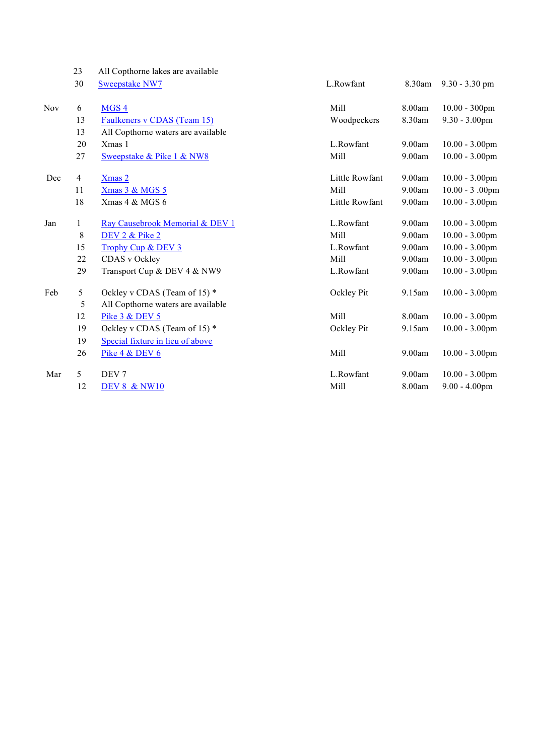| Month | Date | Event | Venue | Draw | Fishing |
|---|---|---|---|---|---|
| | 23 | All Copthorne lakes are available | | | |
| | 30 | Sweepstake NW7 | L.Rowfant | 8.30am | 9.30 - 3.30 pm |
| Nov | 6 | MGS 4 | Mill | 8.00am | 10.00 - 300pm |
| | 13 | Faulkeners v CDAS (Team 15) | Woodpeckers | 8.30am | 9.30 - 3.00pm |
| | 13 | All Copthorne waters are available | | | |
| | 20 | Xmas 1 | L.Rowfant | 9.00am | 10.00 - 3.00pm |
| | 27 | Sweepstake & Pike 1 & NW8 | Mill | 9.00am | 10.00 - 3.00pm |
| Dec | 4 | Xmas 2 | Little Rowfant | 9.00am | 10.00 - 3.00pm |
| | 11 | Xmas 3 & MGS 5 | Mill | 9.00am | 10.00 - 3 .00pm |
| | 18 | Xmas 4 & MGS 6 | Little Rowfant | 9.00am | 10.00 - 3.00pm |
| Jan | 1 | Ray Causebrook Memorial & DEV 1 | L.Rowfant | 9.00am | 10.00 - 3.00pm |
| | 8 | DEV 2 & Pike 2 | Mill | 9.00am | 10.00 - 3.00pm |
| | 15 | Trophy Cup & DEV 3 | L.Rowfant | 9.00am | 10.00 - 3.00pm |
| | 22 | CDAS v Ockley | Mill | 9.00am | 10.00 - 3.00pm |
| | 29 | Transport Cup & DEV 4 & NW9 | L.Rowfant | 9.00am | 10.00 - 3.00pm |
| Feb | 5 | Ockley v CDAS (Team of 15) * | Ockley Pit | 9.15am | 10.00 - 3.00pm |
| | 5 | All Copthorne waters are available | | | |
| | 12 | Pike 3 & DEV 5 | Mill | 8.00am | 10.00 - 3.00pm |
| | 19 | Ockley v CDAS (Team of 15) * | Ockley Pit | 9.15am | 10.00 - 3.00pm |
| | 19 | Special fixture in lieu of above | | | |
| | 26 | Pike 4 & DEV 6 | Mill | 9.00am | 10.00 - 3.00pm |
| Mar | 5 | DEV 7 | L.Rowfant | 9.00am | 10.00 - 3.00pm |
| | 12 | DEV 8 & NW10 | Mill | 8.00am | 9.00 - 4.00pm |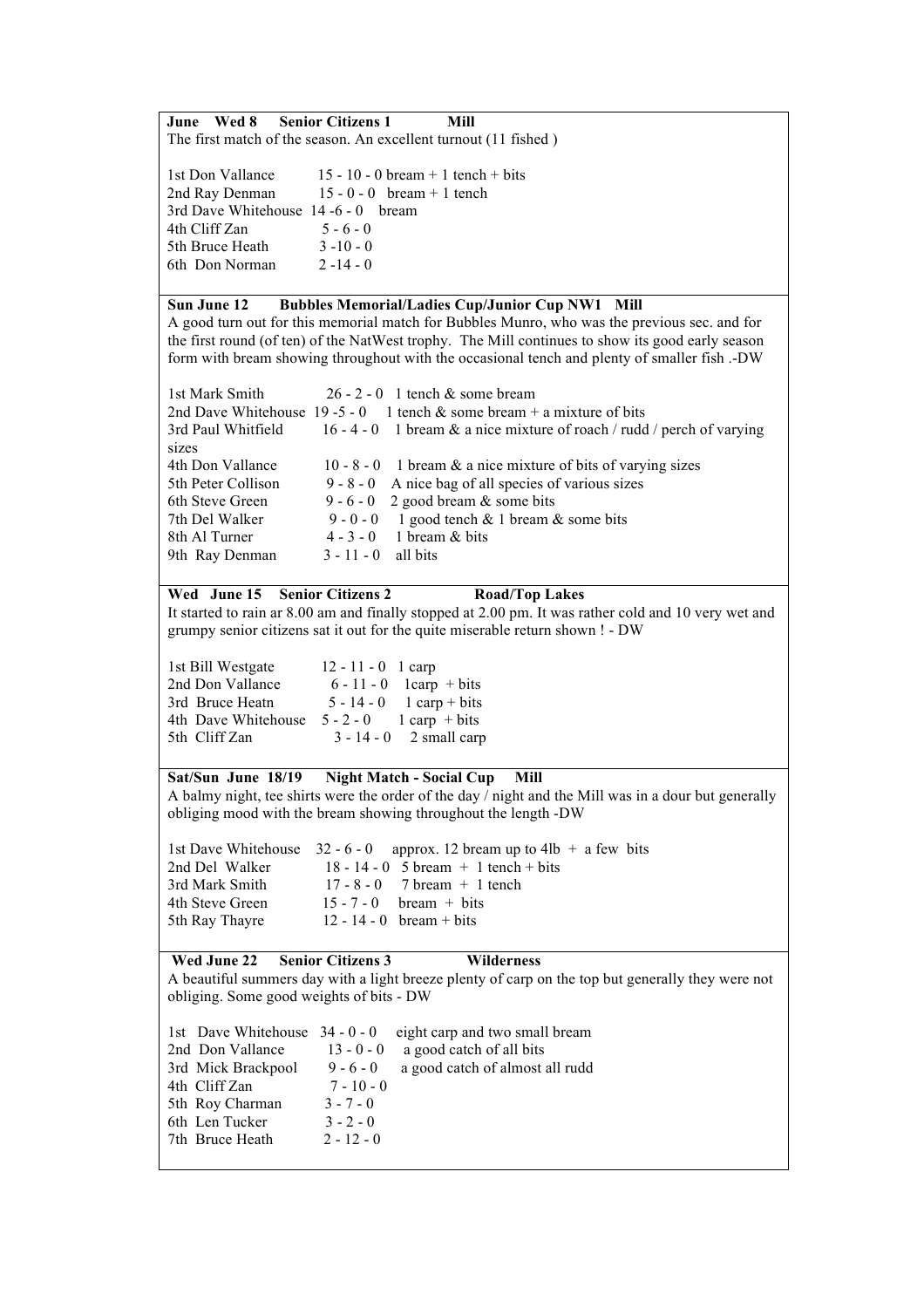**June Wed 8 Senior Citizens 1 Mill**

The first match of the season. An excellent turnout (11 fished )

1st Don Vallance 15 - 10 - 0 bream + 1 tench + bits
2nd Ray Denman 15 - 0 - 0 bream + 1 tench
3rd Dave Whitehouse 14 -6 - 0 bream
4th Cliff Zan 5 - 6 - 0
5th Bruce Heath 3 -10 - 0
6th Don Norman 2 -14 - 0

**Sun June 12 Bubbles Memorial/Ladies Cup/Junior Cup NW1 Mill**

A good turn out for this memorial match for Bubbles Munro, who was the previous sec. and for the first round (of ten) of the NatWest trophy. The Mill continues to show its good early season form with bream showing throughout with the occasional tench and plenty of smaller fish .-DW

1st Mark Smith 26 - 2 - 0 1 tench & some bream
2nd Dave Whitehouse 19 -5 - 0 1 tench & some bream + a mixture of bits
3rd Paul Whitfield 16 - 4 - 0 1 bream & a nice mixture of roach / rudd / perch of varying sizes
4th Don Vallance 10 - 8 - 0 1 bream & a nice mixture of bits of varying sizes
5th Peter Collison 9 - 8 - 0 A nice bag of all species of various sizes
6th Steve Green 9 - 6 - 0 2 good bream & some bits
7th Del Walker 9 - 0 - 0 1 good tench & 1 bream & some bits
8th Al Turner 4 - 3 - 0 1 bream & bits
9th Ray Denman 3 - 11 - 0 all bits

**Wed June 15 Senior Citizens 2 Road/Top Lakes**

It started to rain ar 8.00 am and finally stopped at 2.00 pm. It was rather cold and 10 very wet and grumpy senior citizens sat it out for the quite miserable return shown ! - DW

1st Bill Westgate 12 - 11 - 0 1 carp
2nd Don Vallance 6 - 11 - 0 1carp + bits
3rd Bruce Heatn 5 - 14 - 0 1 carp + bits
4th Dave Whitehouse 5 - 2 - 0 1 carp + bits
5th Cliff Zan 3 - 14 - 0 2 small carp

**Sat/Sun June 18/19 Night Match - Social Cup Mill**

A balmy night, tee shirts were the order of the day / night and the Mill was in a dour but generally obliging mood with the bream showing throughout the length -DW

1st Dave Whitehouse 32 - 6 - 0 approx. 12 bream up to 4lb + a few bits
2nd Del Walker 18 - 14 - 0 5 bream + 1 tench + bits
3rd Mark Smith 17 - 8 - 0 7 bream + 1 tench
4th Steve Green 15 - 7 - 0 bream + bits
5th Ray Thayre 12 - 14 - 0 bream + bits

**Wed June 22 Senior Citizens 3 Wilderness**

A beautiful summers day with a light breeze plenty of carp on the top but generally they were not obliging. Some good weights of bits - DW

1st Dave Whitehouse 34 - 0 - 0 eight carp and two small bream
2nd Don Vallance 13 - 0 - 0 a good catch of all bits
3rd Mick Brackpool 9 - 6 - 0 a good catch of almost all rudd
4th Cliff Zan 7 - 10 - 0
5th Roy Charman 3 - 7 - 0
6th Len Tucker 3 - 2 - 0
7th Bruce Heath 2 - 12 - 0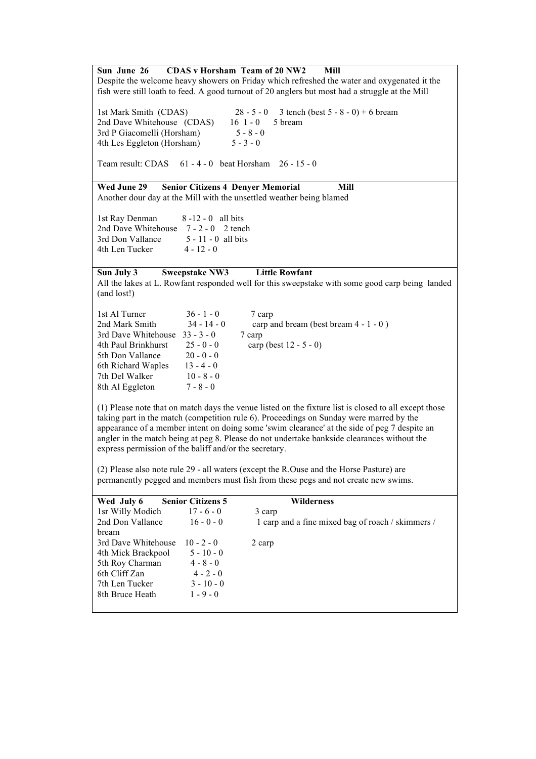**Sun June 26 CDAS v Horsham Team of 20 NW2 Mill**

Despite the welcome heavy showers on Friday which refreshed the water and oxygenated it the fish were still loath to feed. A good turnout of 20 anglers but most had a struggle at the Mill

| | | |
|---|---|---|
| 1st Mark Smith (CDAS) | 28 - 5 - 0 | 3 tench (best 5 - 8 - 0) + 6 bream |
| 2nd Dave Whitehouse (CDAS) | 16 1 - 0 | 5 bream |
| 3rd P Giacomelli (Horsham) | 5 - 8 - 0 | |
| 4th Les Eggleton (Horsham) | 5 - 3 - 0 | |

Team result: CDAS 61 - 4 - 0 beat Horsham 26 - 15 - 0

---

**Wed June 29 Senior Citizens 4 Denyer Memorial Mill**

Another dour day at the Mill with the unsettled weather being blamed

| | | |
|---|---|---|
| 1st Ray Denman | 8 -12 - 0 | all bits |
| 2nd Dave Whitehouse | 7 - 2 - 0 | 2 tench |
| 3rd Don Vallance | 5 - 11 - 0 | all bits |
| 4th Len Tucker | 4 - 12 - 0 | |

---

**Sun July 3 Sweepstake NW3 Little Rowfant**

All the lakes at L. Rowfant responded well for this sweepstake with some good carp being landed (and lost!)

| | | |
|---|---|---|
| 1st Al Turner | 36 - 1 - 0 | 7 carp |
| 2nd Mark Smith | 34 - 14 - 0 | carp and bream (best bream 4 - 1 - 0 ) |
| 3rd Dave Whitehouse | 33 - 3 - 0 | 7 carp |
| 4th Paul Brinkhurst | 25 - 0 - 0 | carp (best 12 - 5 - 0) |
| 5th Don Vallance | 20 - 0 - 0 | |
| 6th Richard Waples | 13 - 4 - 0 | |
| 7th Del Walker | 10 - 8 - 0 | |
| 8th Al Eggleton | 7 - 8 - 0 | |

(1) Please note that on match days the venue listed on the fixture list is closed to all except those taking part in the match (competition rule 6). Proceedings on Sunday were marred by the appearance of a member intent on doing some 'swim clearance' at the side of peg 7 despite an angler in the match being at peg 8. Please do not undertake bankside clearances without the express permission of the baliff and/or the secretary.

(2) Please also note rule 29 - all waters (except the R.Ouse and the Horse Pasture) are permanently pegged and members must fish from these pegs and not create new swims.

---

**Wed July 6 Senior Citizens 5 Wilderness**

| | | |
|---|---|---|
| 1sr Willy Modich | 17 - 6 - 0 | 3 carp |
| 2nd Don Vallance | 16 - 0 - 0 | 1 carp and a fine mixed bag of roach / skimmers / bream |
| 3rd Dave Whitehouse | 10 - 2 - 0 | 2 carp |
| 4th Mick Brackpool | 5 - 10 - 0 | |
| 5th Roy Charman | 4 - 8 - 0 | |
| 6th Cliff Zan | 4 - 2 - 0 | |
| 7th Len Tucker | 3 - 10 - 0 | |
| 8th Bruce Heath | 1 - 9 - 0 | |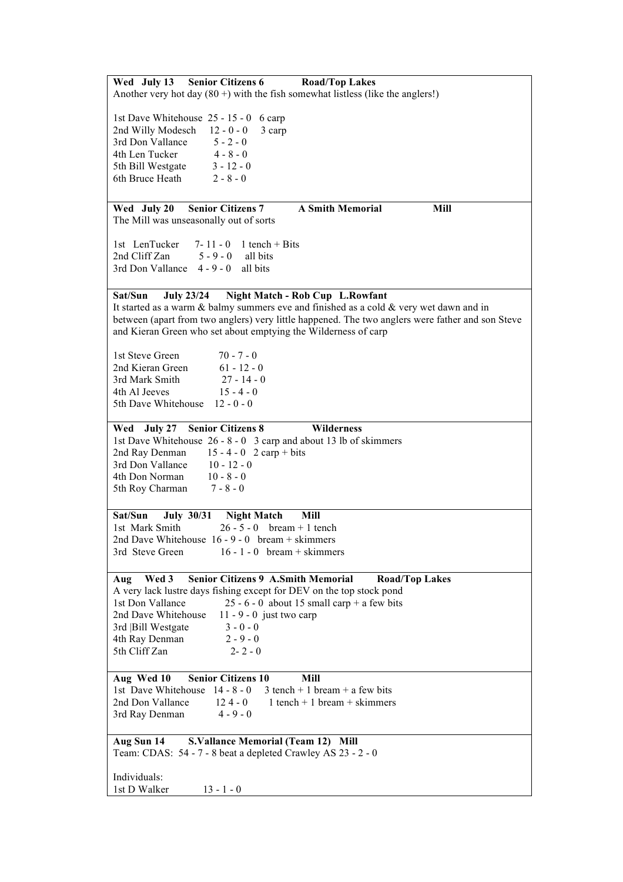**Wed July 13 Senior Citizens 6 Road/Top Lakes**

Another very hot day (80 +) with the fish somewhat listless (like the anglers!)

1st Dave Whitehouse 25 - 15 - 0 6 carp
2nd Willy Modesch 12 - 0 - 0 3 carp
3rd Don Vallance 5 - 2 - 0
4th Len Tucker 4 - 8 - 0
5th Bill Westgate 3 - 12 - 0
6th Bruce Heath 2 - 8 - 0

**Wed July 20 Senior Citizens 7 A Smith Memorial Mill**

The Mill was unseasonally out of sorts

1st LenTucker 7- 11 - 0 1 tench + Bits
2nd Cliff Zan 5 - 9 - 0 all bits
3rd Don Vallance 4 - 9 - 0 all bits

**Sat/Sun July 23/24 Night Match - Rob Cup L.Rowfant**

It started as a warm & balmy summers eve and finished as a cold & very wet dawn and in between (apart from two anglers) very little happened. The two anglers were father and son Steve and Kieran Green who set about emptying the Wilderness of carp

1st Steve Green 70 - 7 - 0
2nd Kieran Green 61 - 12 - 0
3rd Mark Smith 27 - 14 - 0
4th Al Jeeves 15 - 4 - 0
5th Dave Whitehouse 12 - 0 - 0

**Wed July 27 Senior Citizens 8 Wilderness**

1st Dave Whitehouse 26 - 8 - 0 3 carp and about 13 lb of skimmers
2nd Ray Denman 15 - 4 - 0 2 carp + bits
3rd Don Vallance 10 - 12 - 0
4th Don Norman 10 - 8 - 0
5th Roy Charman 7 - 8 - 0

**Sat/Sun July 30/31 Night Match Mill**

1st Mark Smith 26 - 5 - 0 bream + 1 tench
2nd Dave Whitehouse 16 - 9 - 0 bream + skimmers
3rd Steve Green 16 - 1 - 0 bream + skimmers

**Aug Wed 3 Senior Citizens 9 A.Smith Memorial Road/Top Lakes**

A very lack lustre days fishing except for DEV on the top stock pond

1st Don Vallance 25 - 6 - 0 about 15 small carp + a few bits
2nd Dave Whitehouse 11 - 9 - 0 just two carp
3rd |Bill Westgate 3 - 0 - 0
4th Ray Denman 2 - 9 - 0
5th Cliff Zan 2- 2 - 0

**Aug Wed 10 Senior Citizens 10 Mill**

1st Dave Whitehouse 14 - 8 - 0 3 tench + 1 bream + a few bits
2nd Don Vallance 12 4 - 0 1 tench + 1 bream + skimmers
3rd Ray Denman 4 - 9 - 0

**Aug Sun 14 S.Vallance Memorial (Team 12) Mill**

Team: CDAS: 54 - 7 - 8 beat a depleted Crawley AS 23 - 2 - 0

Individuals:
1st D Walker 13 - 1 - 0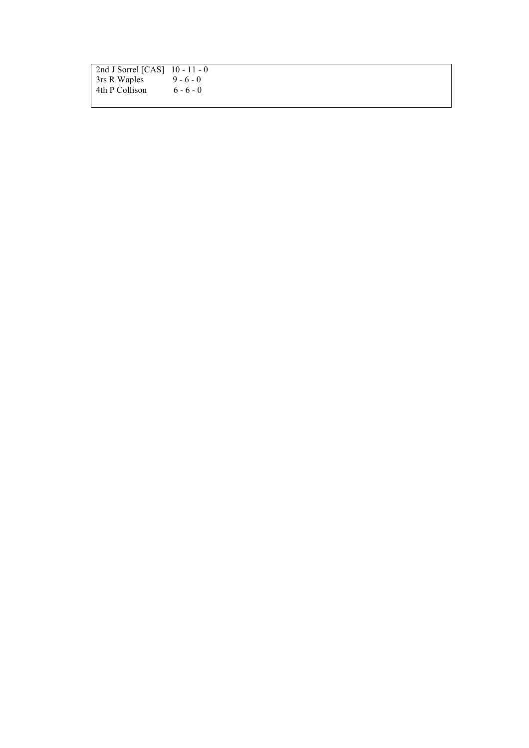| | |
|---|---|
| 2nd J Sorrel [CAS] | 10 - 11 - 0 |
| 3rs R Waples | 9 - 6 - 0 |
| 4th P Collison | 6 - 6 - 0 |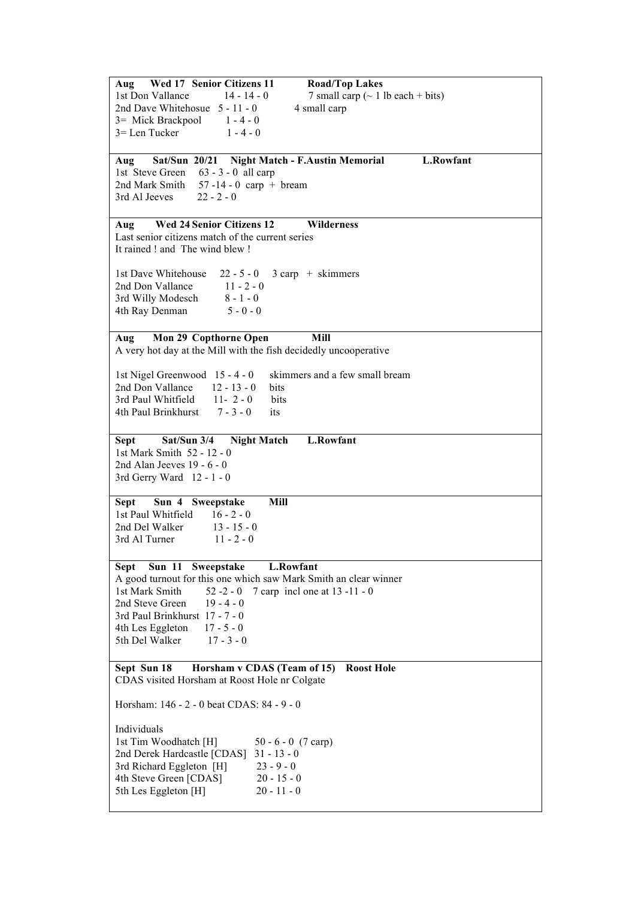**Aug Wed 17 Senior Citizens 11 Road/Top Lakes**

1st Don Vallance 14 - 14 - 0 7 small carp (~ 1 lb each + bits)
2nd Dave Whitehosue 5 - 11 - 0 4 small carp
3= Mick Brackpool 1 - 4 - 0
3= Len Tucker 1 - 4 - 0

---

**Aug Sat/Sun 20/21 Night Match - F.Austin Memorial L.Rowfant**

1st Steve Green 63 - 3 - 0 all carp
2nd Mark Smith 57 -14 - 0 carp + bream
3rd Al Jeeves 22 - 2 - 0

---

**Aug Wed 24 Senior Citizens 12 Wilderness**

Last senior citizens match of the current series
It rained ! and The wind blew !

1st Dave Whitehouse 22 - 5 - 0 3 carp + skimmers
2nd Don Vallance 11 - 2 - 0
3rd Willy Modesch 8 - 1 - 0
4th Ray Denman 5 - 0 - 0

---

**Aug Mon 29 Copthorne Open Mill**

A very hot day at the Mill with the fish decidedly uncooperative

1st Nigel Greenwood 15 - 4 - 0 skimmers and a few small bream
2nd Don Vallance 12 - 13 - 0 bits
3rd Paul Whitfield 11- 2 - 0 bits
4th Paul Brinkhurst 7 - 3 - 0 its

---

**Sept Sat/Sun 3/4 Night Match L.Rowfant**

1st Mark Smith 52 - 12 - 0
2nd Alan Jeeves 19 - 6 - 0
3rd Gerry Ward 12 - 1 - 0

---

**Sept Sun 4 Sweepstake Mill**

1st Paul Whitfield 16 - 2 - 0
2nd Del Walker 13 - 15 - 0
3rd Al Turner 11 - 2 - 0

---

**Sept Sun 11 Sweepstake L.Rowfant**

A good turnout for this one which saw Mark Smith an clear winner
1st Mark Smith 52 -2 - 0 7 carp incl one at 13 -11 - 0
2nd Steve Green 19 - 4 - 0
3rd Paul Brinkhurst 17 - 7 - 0
4th Les Eggleton 17 - 5 - 0
5th Del Walker 17 - 3 - 0

---

**Sept Sun 18 Horsham v CDAS (Team of 15) Roost Hole**

CDAS visited Horsham at Roost Hole nr Colgate

Horsham: 146 - 2 - 0 beat CDAS: 84 - 9 - 0

Individuals
1st Tim Woodhatch [H] 50 - 6 - 0 (7 carp)
2nd Derek Hardcastle [CDAS] 31 - 13 - 0
3rd Richard Eggleton [H] 23 - 9 - 0
4th Steve Green [CDAS] 20 - 15 - 0
5th Les Eggleton [H] 20 - 11 - 0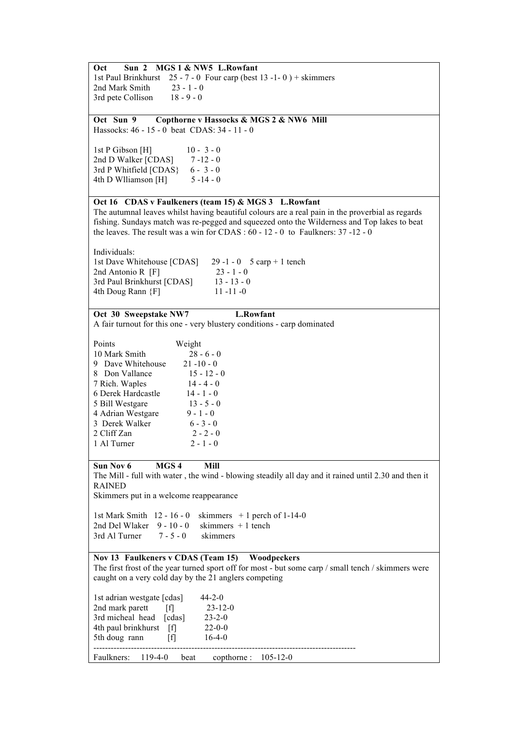**Oct Sun 2 MGS 1 & NW5 L.Rowfant**

1st Paul Brinkhurst 25 - 7 - 0 Four carp (best 13 -1- 0 ) + skimmers
2nd Mark Smith 23 - 1 - 0
3rd pete Collison 18 - 9 - 0

**Oct Sun 9 Copthorne v Hassocks & MGS 2 & NW6 Mill**

Hassocks: 46 - 15 - 0 beat CDAS: 34 - 11 - 0

1st P Gibson [H] 10 - 3 - 0
2nd D Walker [CDAS] 7 -12 - 0
3rd P Whitfield [CDAS} 6 - 3 - 0
4th D Wlliamson [H] 5 -14 - 0

**Oct 16 CDAS v Faulkeners (team 15) & MGS 3 L.Rowfant**

The autumnal leaves whilst having beautiful colours are a real pain in the proverbial as regards fishing. Sundays match was re-pegged and squeezed onto the Wilderness and Top lakes to beat the leaves. The result was a win for CDAS : 60 - 12 - 0 to Faulkners: 37 -12 - 0

Individuals:
1st Dave Whitehouse [CDAS] 29 -1 - 0 5 carp + 1 tench
2nd Antonio R [F] 23 - 1 - 0
3rd Paul Brinkhurst [CDAS] 13 - 13 - 0
4th Doug Rann {F] 11 -11 -0

**Oct 30 Sweepstake NW7 L.Rowfant**

A fair turnout for this one - very blustery conditions - carp dominated

| Points | Weight |
|---|---|
| 10 Mark Smith | 28 - 6 - 0 |
| 9 Dave Whitehouse | 21 -10 - 0 |
| 8 Don Vallance | 15 - 12 - 0 |
| 7 Rich. Waples | 14 - 4 - 0 |
| 6 Derek Hardcastle | 14 - 1 - 0 |
| 5 Bill Westgare | 13 - 5 - 0 |
| 4 Adrian Westgare | 9 - 1 - 0 |
| 3 Derek Walker | 6 - 3 - 0 |
| 2 Cliff Zan | 2 - 2 - 0 |
| 1 Al Turner | 2 - 1 - 0 |

**Sun Nov 6 MGS 4 Mill**

The Mill - full with water , the wind - blowing steadily all day and it rained until 2.30 and then it RAINED
Skimmers put in a welcome reappearance

1st Mark Smith 12 - 16 - 0 skimmers + 1 perch of 1-14-0
2nd Del Wlaker 9 - 10 - 0 skimmers + 1 tench
3rd Al Turner 7 - 5 - 0 skimmers

**Nov 13 Faulkeners v CDAS (Team 15) Woodpeckers**

The first frost of the year turned sport off for most - but some carp / small tench / skimmers were caught on a very cold day by the 21 anglers competing

1st adrian westgate [cdas] 44-2-0
2nd mark parett [f] 23-12-0
3rd micheal head [cdas] 23-2-0
4th paul brinkhurst [f] 22-0-0
5th doug rann [f] 16-4-0

---

Faulkners: 119-4-0 beat copthorne : 105-12-0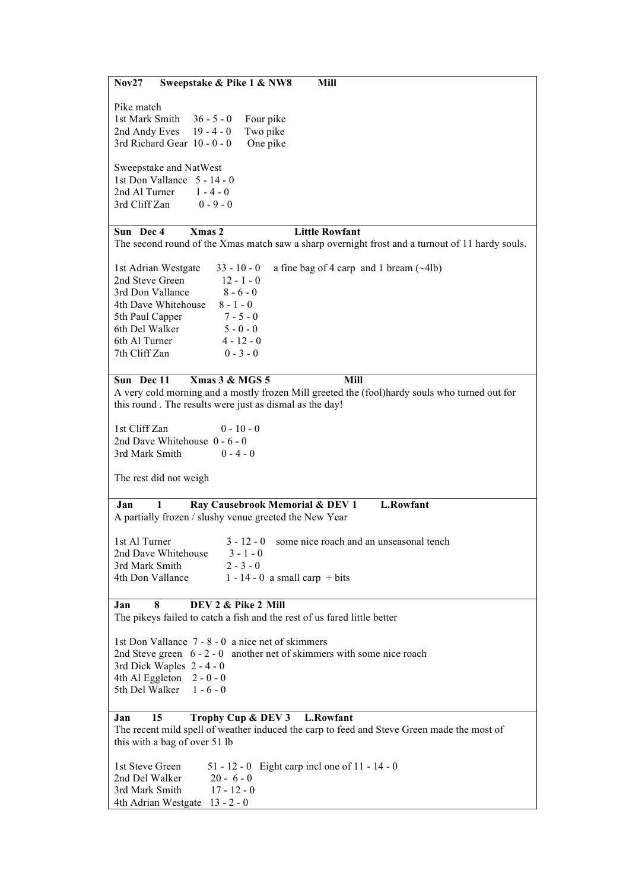**Nov27 Sweepstake & Pike 1 & NW8 Mill**

Pike match
1st Mark Smith 36 - 5 - 0 Four pike
2nd Andy Eves 19 - 4 - 0 Two pike
3rd Richard Gear 10 - 0 - 0 One pike

Sweepstake and NatWest
1st Don Vallance 5 - 14 - 0
2nd Al Turner 1 - 4 - 0
3rd Cliff Zan 0 - 9 - 0

---

**Sun Dec 4 Xmas 2 Little Rowfant**

The second round of the Xmas match saw a sharp overnight frost and a turnout of 11 hardy souls.

1st Adrian Westgate 33 - 10 - 0 a fine bag of 4 carp and 1 bream (~4lb)
2nd Steve Green 12 - 1 - 0
3rd Don Vallance 8 - 6 - 0
4th Dave Whitehouse 8 - 1 - 0
5th Paul Capper 7 - 5 - 0
6th Del Walker 5 - 0 - 0
6th Al Turner 4 - 12 - 0
7th Cliff Zan 0 - 3 - 0

---

**Sun Dec 11 Xmas 3 & MGS 5 Mill**

A very cold morning and a mostly frozen Mill greeted the (fool)hardy souls who turned out for this round . The results were just as dismal as the day!

1st Cliff Zan 0 - 10 - 0
2nd Dave Whitehouse 0 - 6 - 0
3rd Mark Smith 0 - 4 - 0

The rest did not weigh

---

**Jan 1 Ray Causebrook Memorial & DEV 1 L.Rowfant**

A partially frozen / slushy venue greeted the New Year

1st Al Turner 3 - 12 - 0 some nice roach and an unseasonal tench
2nd Dave Whitehouse 3 - 1 - 0
3rd Mark Smith 2 - 3 - 0
4th Don Vallance 1 - 14 - 0 a small carp + bits

---

**Jan 8 DEV 2 & Pike 2 Mill**

The pikeys failed to catch a fish and the rest of us fared little better

1st Don Vallance 7 - 8 - 0 a nice net of skimmers
2nd Steve green 6 - 2 - 0 another net of skimmers with some nice roach
3rd Dick Waples 2 - 4 - 0
4th Al Eggleton 2 - 0 - 0
5th Del Walker 1 - 6 - 0

---

**Jan 15 Trophy Cup & DEV 3 L.Rowfant**

The recent mild spell of weather induced the carp to feed and Steve Green made the most of this with a bag of over 51 lb

1st Steve Green 51 - 12 - 0 Eight carp incl one of 11 - 14 - 0
2nd Del Walker 20 - 6 - 0
3rd Mark Smith 17 - 12 - 0
4th Adrian Westgate 13 - 2 - 0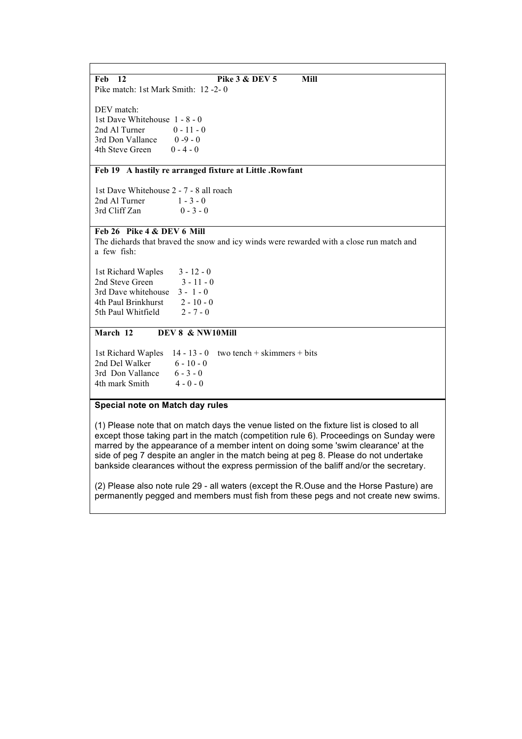**Feb 12 Pike 3 & DEV 5 Mill**

Pike match: 1st Mark Smith: 12 -2- 0

DEV match:
1st Dave Whitehouse 1 - 8 - 0
2nd Al Turner 0 - 11 - 0
3rd Don Vallance 0 -9 - 0
4th Steve Green 0 - 4 - 0

**Feb 19 A hastily re arranged fixture at Little .Rowfant**

1st Dave Whitehouse 2 - 7 - 8 all roach
2nd Al Turner 1 - 3 - 0
3rd Cliff Zan 0 - 3 - 0

**Feb 26 Pike 4 & DEV 6 Mill**

The diehards that braved the snow and icy winds were rewarded with a close run match and a few fish:

1st Richard Waples 3 - 12 - 0
2nd Steve Green 3 - 11 - 0
3rd Dave whitehouse 3 - 1 - 0
4th Paul Brinkhurst 2 - 10 - 0
5th Paul Whitfield 2 - 7 - 0

**March 12 DEV 8 & NW10Mill**

1st Richard Waples 14 - 13 - 0 two tench + skimmers + bits
2nd Del Walker 6 - 10 - 0
3rd Don Vallance 6 - 3 - 0
4th mark Smith 4 - 0 - 0

**Special note on Match day rules**

(1) Please note that on match days the venue listed on the fixture list is closed to all except those taking part in the match (competition rule 6). Proceedings on Sunday were marred by the appearance of a member intent on doing some 'swim clearance' at the side of peg 7 despite an angler in the match being at peg 8. Please do not undertake bankside clearances without the express permission of the baliff and/or the secretary.

(2) Please also note rule 29 - all waters (except the R.Ouse and the Horse Pasture) are permanently pegged and members must fish from these pegs and not create new swims.